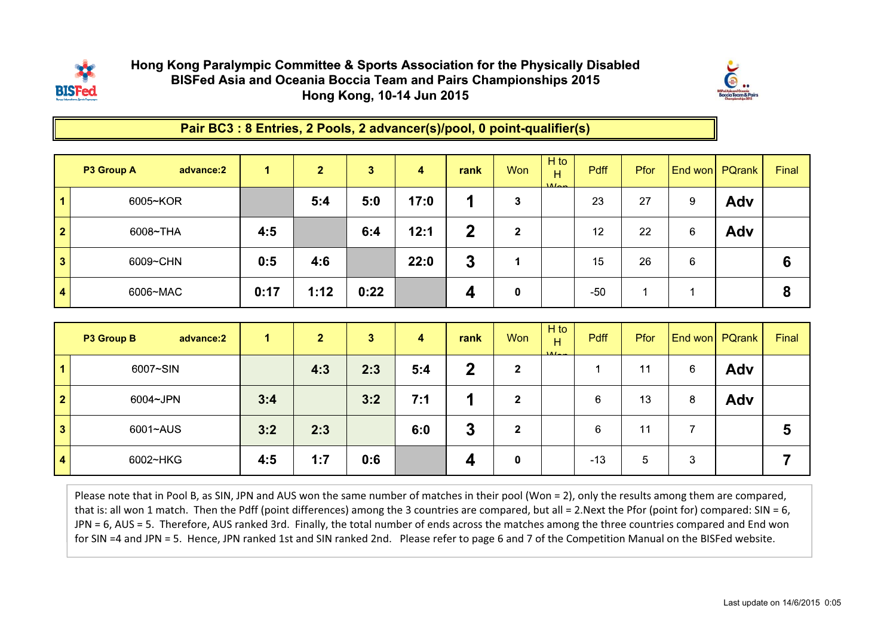**Hong Kong Paralympic Committee & Sports Association for the Physically Disabled**
**BISFed Asia and Oceania Boccia Team and Pairs Championships 2015**
**Hong Kong, 10-14 Jun 2015**

## Pair BC3 : 8 Entries, 2 Pools, 2 advancer(s)/pool, 0 point-qualifier(s)

| | P3 Group A advance:2 | 1 | 2 | 3 | 4 | rank | Won | H to H Won | Pdff | Pfor | End won | PQrank | Final |
|---|---|---|---|---|---|---|---|---|---|---|---|---|---|
| 1 | 6005~KOR | | 5:4 | 5:0 | 17:0 | 1 | 3 | | 23 | 27 | 9 | Adv | |
| 2 | 6008~THA | 4:5 | | 6:4 | 12:1 | 2 | 2 | | 12 | 22 | 6 | Adv | |
| 3 | 6009~CHN | 0:5 | 4:6 | | 22:0 | 3 | 1 | | 15 | 26 | 6 | | 6 |
| 4 | 6006~MAC | 0:17 | 1:12 | 0:22 | | 4 | 0 | | -50 | 1 | 1 | | 8 |

| | P3 Group B advance:2 | 1 | 2 | 3 | 4 | rank | Won | H to H Won | Pdff | Pfor | End won | PQrank | Final |
|---|---|---|---|---|---|---|---|---|---|---|---|---|---|
| 1 | 6007~SIN | | 4:3 | 2:3 | 5:4 | 2 | 2 | | 1 | 11 | 6 | Adv | |
| 2 | 6004~JPN | 3:4 | | 3:2 | 7:1 | 1 | 2 | | 6 | 13 | 8 | Adv | |
| 3 | 6001~AUS | 3:2 | 2:3 | | 6:0 | 3 | 2 | | 6 | 11 | 7 | | 5 |
| 4 | 6002~HKG | 4:5 | 1:7 | 0:6 | | 4 | 0 | | -13 | 5 | 3 | | 7 |

Please note that in Pool B, as SIN, JPN and AUS won the same number of matches in their pool (Won = 2), only the results among them are compared, that is: all won 1 match. Then the Pdff (point differences) among the 3 countries are compared, but all = 2.Next the Pfor (point for) compared: SIN = 6, JPN = 6, AUS = 5. Therefore, AUS ranked 3rd. Finally, the total number of ends across the matches among the three countries compared and End won for SIN =4 and JPN = 5. Hence, JPN ranked 1st and SIN ranked 2nd. Please refer to page 6 and 7 of the Competition Manual on the BISFed website.

Last update on 14/6/2015 0:05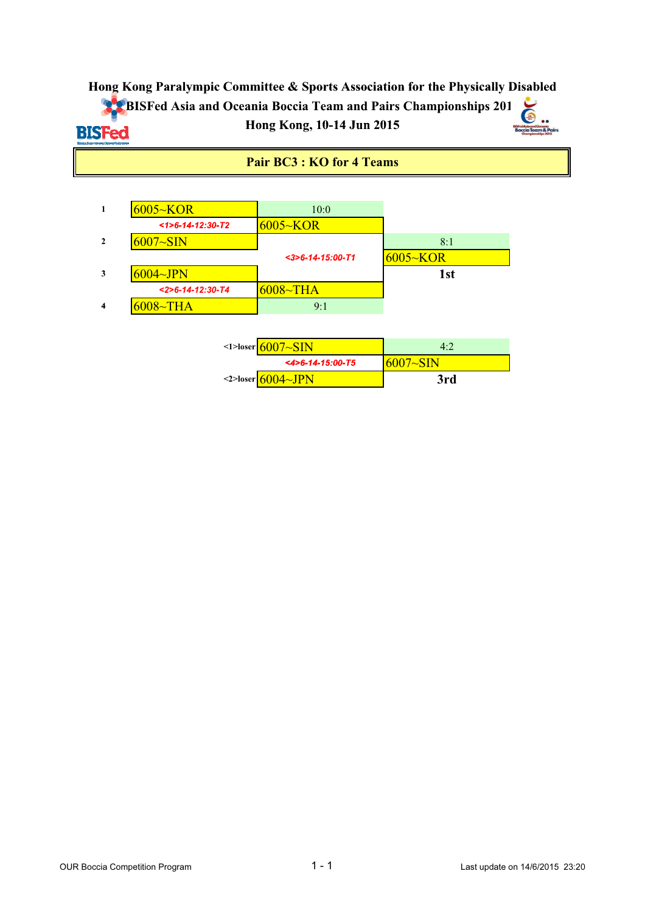**Hong Kong Paralympic Committee & Sports Association for the Physically Disabled**

**BISFed Asia and Oceania Boccia Team and Pairs Championships 201**

**Hong Kong, 10-14 Jun 2015**

## Pair BC3 : KO for 4 Teams

| | | | |
|---|---|---|---|
| 1 | 6005~KOR | 10:0 | |
| | *<1>6-14-12:30-T2* | 6005~KOR | |
| 2 | 6007~SIN | | 8:1 |
| | | *<3>6-14-15:00-T1* | 6005~KOR |
| 3 | 6004~JPN | | **1st** |
| | *<2>6-14-12:30-T4* | 6008~THA | |
| 4 | 6008~THA | 9:1 | |

| | | |
|---|---|---|
| <1>loser | 6007~SIN | 4:2 |
| | *<4>6-14-15:00-T5* | 6007~SIN |
| <2>loser | 6004~JPN | **3rd** |

OUR Boccia Competition Program

Last update on 14/6/2015 23:20